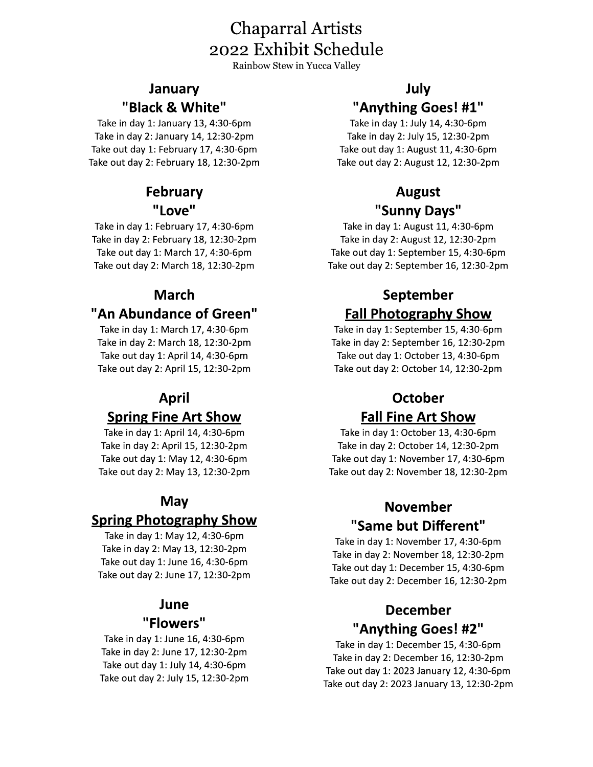# Chaparral Artists
# 2022 Exhibit Schedule

Rainbow Stew in Yucca Valley

## January
## "Black & White"

Take in day 1: January 13, 4:30-6pm
Take in day 2: January 14, 12:30-2pm
Take out day 1: February 17, 4:30-6pm
Take out day 2: February 18, 12:30-2pm

## February
## "Love"

Take in day 1: February 17, 4:30-6pm
Take in day 2: February 18, 12:30-2pm
Take out day 1: March 17, 4:30-6pm
Take out day 2: March 18, 12:30-2pm

## March
## "An Abundance of Green"

Take in day 1: March 17, 4:30-6pm
Take in day 2: March 18, 12:30-2pm
Take out day 1: April 14, 4:30-6pm
Take out day 2: April 15, 12:30-2pm

## April
## Spring Fine Art Show

Take in day 1: April 14, 4:30-6pm
Take in day 2: April 15, 12:30-2pm
Take out day 1: May 12, 4:30-6pm
Take out day 2: May 13, 12:30-2pm

## May
## Spring Photography Show

Take in day 1: May 12, 4:30-6pm
Take in day 2: May 13, 12:30-2pm
Take out day 1: June 16, 4:30-6pm
Take out day 2: June 17, 12:30-2pm

## June
## "Flowers"

Take in day 1: June 16, 4:30-6pm
Take in day 2: June 17, 12:30-2pm
Take out day 1: July 14, 4:30-6pm
Take out day 2: July 15, 12:30-2pm

## July
## "Anything Goes! #1"

Take in day 1: July 14, 4:30-6pm
Take in day 2: July 15, 12:30-2pm
Take out day 1: August 11, 4:30-6pm
Take out day 2: August 12, 12:30-2pm

## August
## "Sunny Days"

Take in day 1: August 11, 4:30-6pm
Take in day 2: August 12, 12:30-2pm
Take out day 1: September 15, 4:30-6pm
Take out day 2: September 16, 12:30-2pm

## September
## Fall Photography Show

Take in day 1: September 15, 4:30-6pm
Take in day 2: September 16, 12:30-2pm
Take out day 1: October 13, 4:30-6pm
Take out day 2: October 14, 12:30-2pm

## October
## Fall Fine Art Show

Take in day 1: October 13, 4:30-6pm
Take in day 2: October 14, 12:30-2pm
Take out day 1: November 17, 4:30-6pm
Take out day 2: November 18, 12:30-2pm

## November
## "Same but Different"

Take in day 1: November 17, 4:30-6pm
Take in day 2: November 18, 12:30-2pm
Take out day 1: December 15, 4:30-6pm
Take out day 2: December 16, 12:30-2pm

## December
## "Anything Goes! #2"

Take in day 1: December 15, 4:30-6pm
Take in day 2: December 16, 12:30-2pm
Take out day 1: 2023 January 12, 4:30-6pm
Take out day 2: 2023 January 13, 12:30-2pm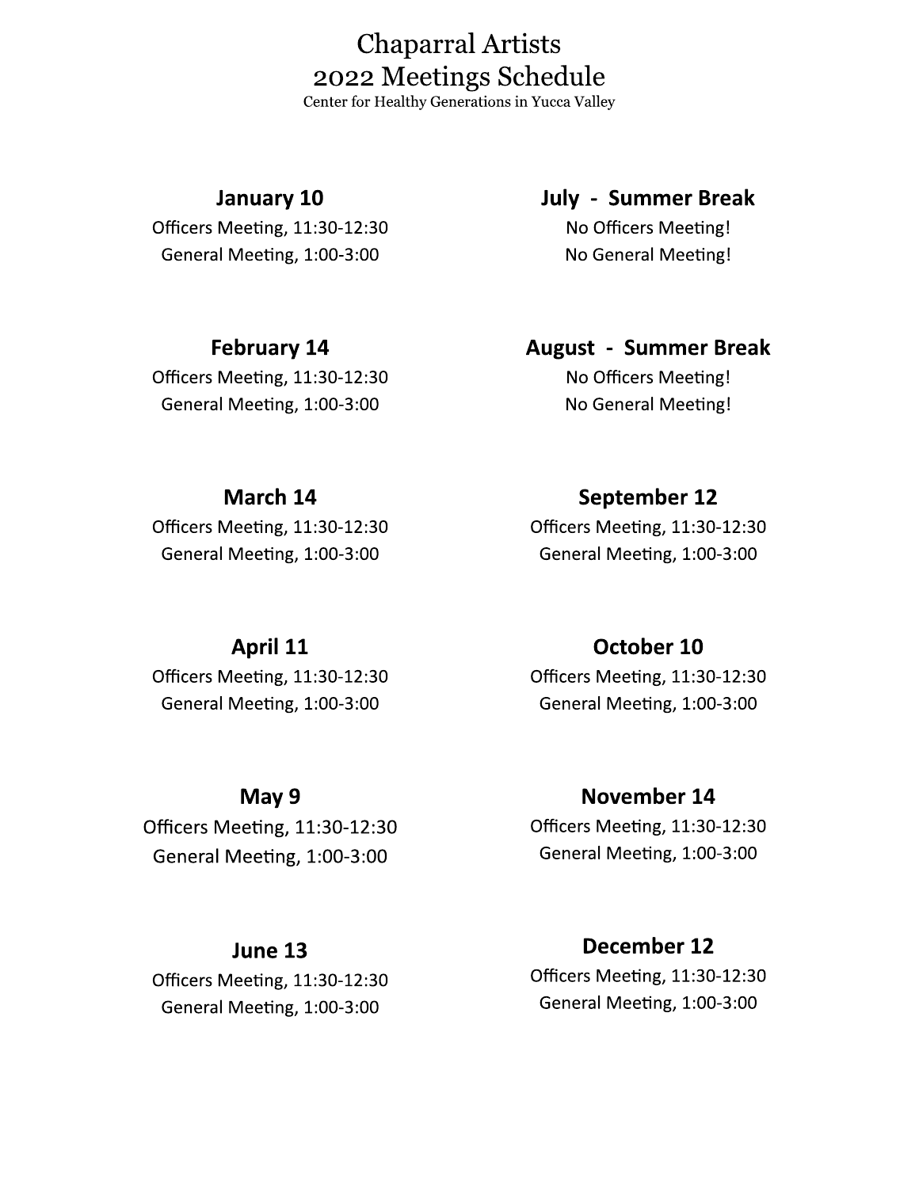# Chaparral Artists
## 2022 Meetings Schedule

Center for Healthy Generations in Yucca Valley

**January 10**
Officers Meeting, 11:30-12:30
General Meeting, 1:00-3:00

**February 14**
Officers Meeting, 11:30-12:30
General Meeting, 1:00-3:00

**March 14**
Officers Meeting, 11:30-12:30
General Meeting, 1:00-3:00

**April 11**
Officers Meeting, 11:30-12:30
General Meeting, 1:00-3:00

**May 9**
Officers Meeting, 11:30-12:30
General Meeting, 1:00-3:00

**June 13**
Officers Meeting, 11:30-12:30
General Meeting, 1:00-3:00

**July - Summer Break**
No Officers Meeting!
No General Meeting!

**August - Summer Break**
No Officers Meeting!
No General Meeting!

**September 12**
Officers Meeting, 11:30-12:30
General Meeting, 1:00-3:00

**October 10**
Officers Meeting, 11:30-12:30
General Meeting, 1:00-3:00

**November 14**
Officers Meeting, 11:30-12:30
General Meeting, 1:00-3:00

**December 12**
Officers Meeting, 11:30-12:30
General Meeting, 1:00-3:00